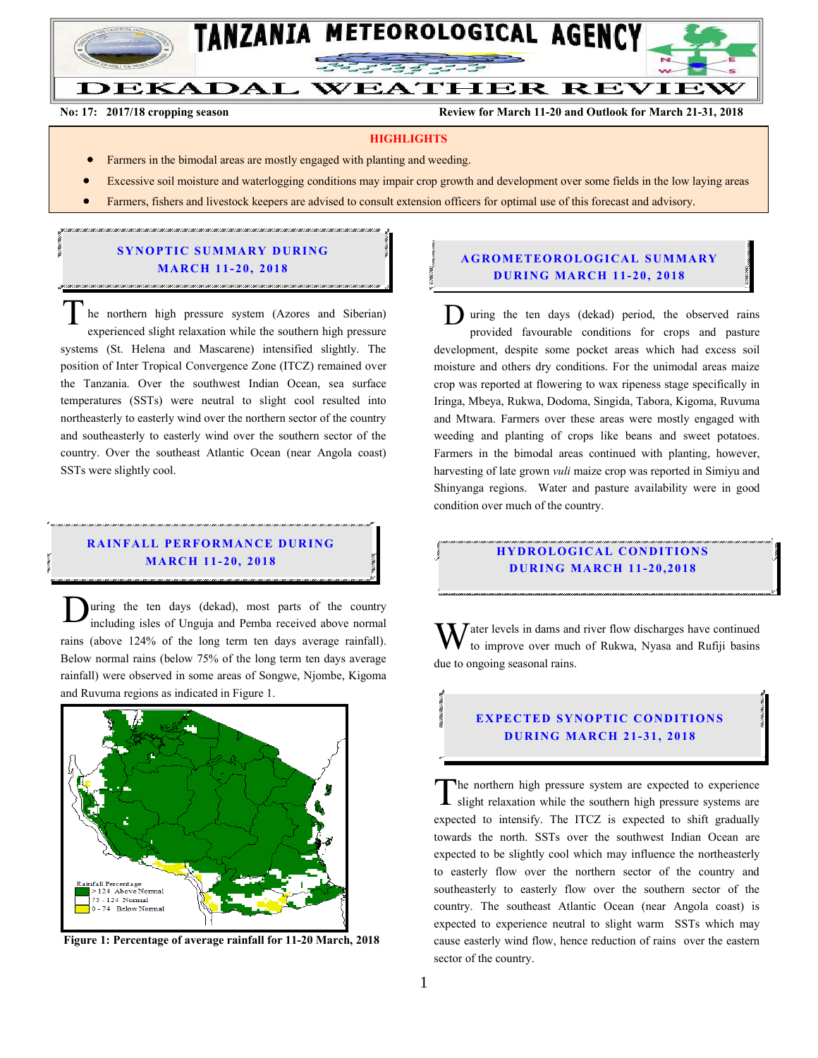# TANZANIA METEOROLOGICAL AGENCY

# DEKADAL WEATHER REVIEW

**No: 17: 2017/18 cropping season** **Review for March 11-20 and Outlook for March 21-31, 2018**

**HIGHLIGHTS**

- Farmers in the bimodal areas are mostly engaged with planting and weeding.
- Excessive soil moisture and waterlogging conditions may impair crop growth and development over some fields in the low laying areas
- Farmers, fishers and livestock keepers are advised to consult extension officers for optimal use of this forecast and advisory.

## SYNOPTIC SUMMARY DURING MARCH 11-20, 2018

The northern high pressure system (Azores and Siberian) experienced slight relaxation while the southern high pressure systems (St. Helena and Mascarene) intensified slightly. The position of Inter Tropical Convergence Zone (ITCZ) remained over the Tanzania. Over the southwest Indian Ocean, sea surface temperatures (SSTs) were neutral to slight cool resulted into northeasterly to easterly wind over the northern sector of the country and southeasterly to easterly wind over the southern sector of the country. Over the southeast Atlantic Ocean (near Angola coast) SSTs were slightly cool.

## RAINFALL PERFORMANCE DURING MARCH 11-20, 2018

During the ten days (dekad), most parts of the country including isles of Unguja and Pemba received above normal rains (above 124% of the long term ten days average rainfall). Below normal rains (below 75% of the long term ten days average rainfall) were observed in some areas of Songwe, Njombe, Kigoma and Ruvuma regions as indicated in Figure 1.

Rainfall Percentage
- > 124 Above Normal
- 75 - 124 Normal
- 0 - 74 Below Normal

**Figure 1: Percentage of average rainfall for 11-20 March, 2018**

## AGROMETEOROLOGICAL SUMMARY DURING MARCH 11-20, 2018

During the ten days (dekad) period, the observed rains provided favourable conditions for crops and pasture development, despite some pocket areas which had excess soil moisture and others dry conditions. For the unimodal areas maize crop was reported at flowering to wax ripeness stage specifically in Iringa, Mbeya, Rukwa, Dodoma, Singida, Tabora, Kigoma, Ruvuma and Mtwara. Farmers over these areas were mostly engaged with weeding and planting of crops like beans and sweet potatoes. Farmers in the bimodal areas continued with planting, however, harvesting of late grown *vuli* maize crop was reported in Simiyu and Shinyanga regions. Water and pasture availability were in good condition over much of the country.

## HYDROLOGICAL CONDITIONS DURING MARCH 11-20,2018

Water levels in dams and river flow discharges have continued to improve over much of Rukwa, Nyasa and Rufiji basins due to ongoing seasonal rains.

## EXPECTED SYNOPTIC CONDITIONS DURING MARCH 21-31, 2018

The northern high pressure system are expected to experience slight relaxation while the southern high pressure systems are expected to intensify. The ITCZ is expected to shift gradually towards the north. SSTs over the southwest Indian Ocean are expected to be slightly cool which may influence the northeasterly to easterly flow over the northern sector of the country and southeasterly to easterly flow over the southern sector of the country. The southeast Atlantic Ocean (near Angola coast) is expected to experience neutral to slight warm SSTs which may cause easterly wind flow, hence reduction of rains over the eastern sector of the country.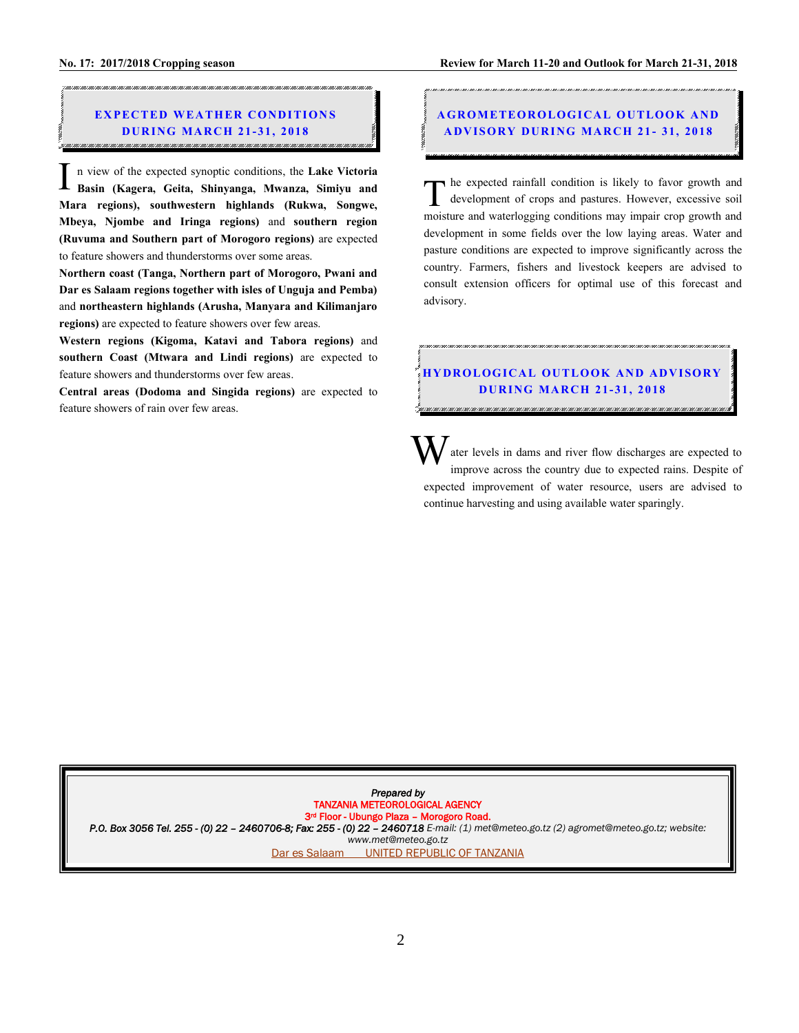## EXPECTED WEATHER CONDITIONS DURING MARCH 21-31, 2018

In view of the expected synoptic conditions, the **Lake Victoria Basin (Kagera, Geita, Shinyanga, Mwanza, Simiyu and Mara regions), southwestern highlands (Rukwa, Songwe, Mbeya, Njombe and Iringa regions)** and **southern region (Ruvuma and Southern part of Morogoro regions)** are expected to feature showers and thunderstorms over some areas.

**Northern coast (Tanga, Northern part of Morogoro, Pwani and Dar es Salaam regions together with isles of Unguja and Pemba)** and **northeastern highlands (Arusha, Manyara and Kilimanjaro regions)** are expected to feature showers over few areas.

**Western regions (Kigoma, Katavi and Tabora regions)** and **southern Coast (Mtwara and Lindi regions)** are expected to feature showers and thunderstorms over few areas.

**Central areas (Dodoma and Singida regions)** are expected to feature showers of rain over few areas.

## AGROMETEOROLOGICAL OUTLOOK AND ADVISORY DURING MARCH 21- 31, 2018

The expected rainfall condition is likely to favor growth and development of crops and pastures. However, excessive soil moisture and waterlogging conditions may impair crop growth and development in some fields over the low laying areas. Water and pasture conditions are expected to improve significantly across the country. Farmers, fishers and livestock keepers are advised to consult extension officers for optimal use of this forecast and advisory.

## HYDROLOGICAL OUTLOOK AND ADVISORY DURING MARCH 21-31, 2018

Water levels in dams and river flow discharges are expected to improve across the country due to expected rains. Despite of expected improvement of water resource, users are advised to continue harvesting and using available water sparingly.

*Prepared by*
TANZANIA METEOROLOGICAL AGENCY
3rd Floor - Ubungo Plaza – Morogoro Road.
*P.O. Box 3056 Tel. 255 - (0) 22 – 2460706-8; Fax: 255 - (0) 22 – 2460718 E-mail: (1) met@meteo.go.tz (2) agromet@meteo.go.tz; website: www.met@meteo.go.tz*
Dar es Salaam UNITED REPUBLIC OF TANZANIA